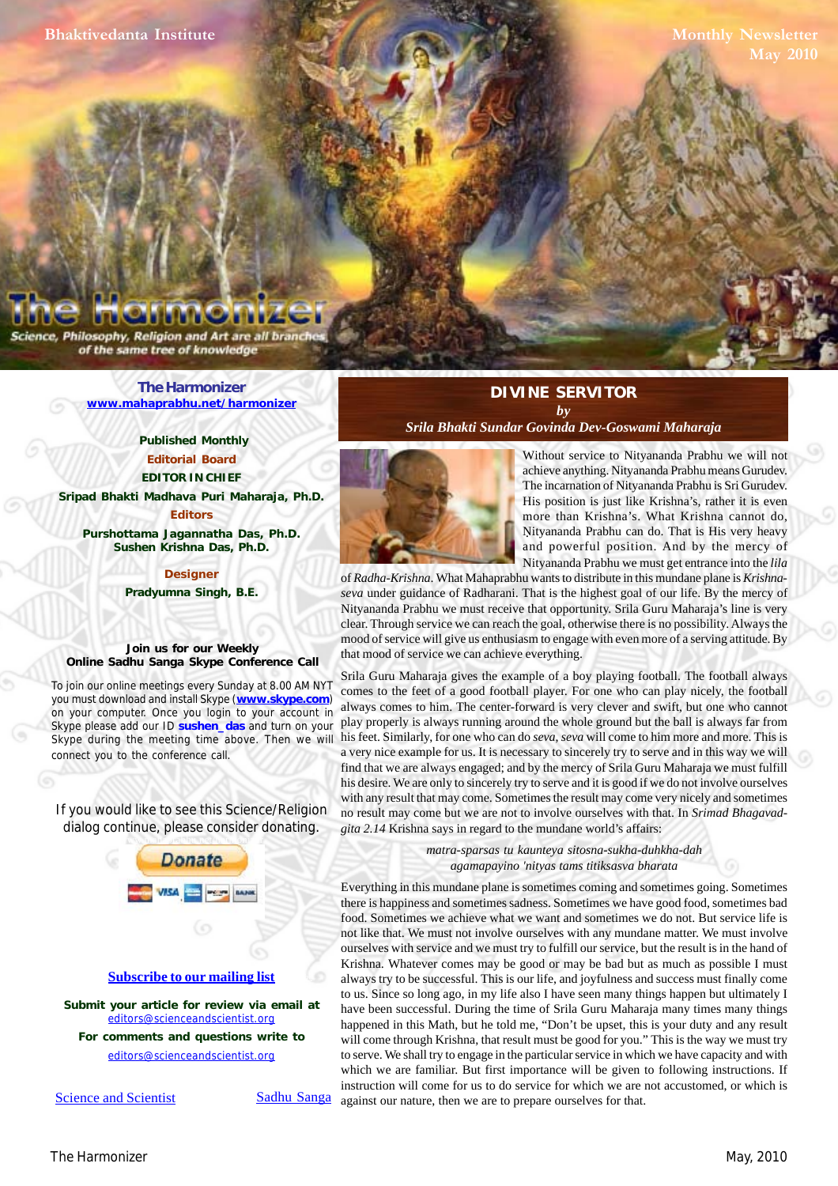Bhaktivedanta Institute

Monthly Newsletter
May 2010

# The Harmonizer

Science, Philosophy, Religion and Art are all branches of the same tree of knowledge

**The Harmonizer**
[www.mahaprabhu.net/harmonizer](www.mahaprabhu.net/harmonizer)

**Published Monthly**

**Editorial Board**

**EDITOR IN CHIEF**
**Sripad Bhakti Madhava Puri Maharaja, Ph.D.**

**Editors**
**Purshottama Jagannatha Das, Ph.D.**
**Sushen Krishna Das, Ph.D.**

**Designer**
**Pradyumna Singh, B.E.**

**Join us for our Weekly Online Sadhu Sanga Skype Conference Call**

To join our online meetings every Sunday at 8.00 AM NYT you must download and install Skype (**www.skype.com**) on your computer. Once you login to your account in Skype please add our ID **sushen_das** and turn on your Skype during the meeting time above. Then we will connect you to the conference call.

If you would like to see this Science/Religion dialog continue, please consider donating.

Donate

Subscribe to our mailing list

**Submit your article for review via email at** editors@scienceandscientist.org

**For comments and questions write to** editors@scienceandscientist.org

Science and Scientist | Sadhu Sanga

## DIVINE SERVITOR

*by*

*Srila Bhakti Sundar Govinda Dev-Goswami Maharaja*

Without service to Nityananda Prabhu we will not achieve anything. Nityananda Prabhu means Gurudev. The incarnation of Nityananda Prabhu is Sri Gurudev. His position is just like Krishna's, rather it is even more than Krishna's. What Krishna cannot do, Nityananda Prabhu can do. That is His very heavy and powerful position. And by the mercy of Nityananda Prabhu we must get entrance into the *lila* of *Radha-Krishna*. What Mahaprabhu wants to distribute in this mundane plane is *Krishna-seva* under guidance of Radharani. That is the highest goal of our life. By the mercy of Nityananda Prabhu we must receive that opportunity. Srila Guru Maharaja's line is very clear. Through service we can reach the goal, otherwise there is no possibility. Always the mood of service will give us enthusiasm to engage with even more of a serving attitude. By that mood of service we can achieve everything.

Srila Guru Maharaja gives the example of a boy playing football. The football always comes to the feet of a good football player. For one who can play nicely, the football always comes to him. The center-forward is very clever and swift, but one who cannot play properly is always running around the whole ground but the ball is always far from his feet. Similarly, for one who can do *seva*, *seva* will come to him more and more. This is a very nice example for us. It is necessary to sincerely try to serve and in this way we will find that we are always engaged; and by the mercy of Srila Guru Maharaja we must fulfill his desire. We are only to sincerely try to serve and it is good if we do not involve ourselves with any result that may come. Sometimes the result may come very nicely and sometimes no result may come but we are not to involve ourselves with that. In *Srimad Bhagavad-gita 2.14* Krishna says in regard to the mundane world's affairs:

*matra-sparsas tu kaunteya sitosna-sukha-duhkha-dah*
*agamapayino 'nityas tams titiksasva bharata*

Everything in this mundane plane is sometimes coming and sometimes going. Sometimes there is happiness and sometimes sadness. Sometimes we have good food, sometimes bad food. Sometimes we achieve what we want and sometimes we do not. But service life is not like that. We must not involve ourselves with any mundane matter. We must involve ourselves with service and we must try to fulfill our service, but the result is in the hand of Krishna. Whatever comes may be good or may be bad but as much as possible I must always try to be successful. This is our life, and joyfulness and success must finally come to us. Since so long ago, in my life also I have seen many things happen but ultimately I have been successful. During the time of Srila Guru Maharaja many times many things happened in this Math, but he told me, "Don't be upset, this is your duty and any result will come through Krishna, that result must be good for you." This is the way we must try to serve. We shall try to engage in the particular service in which we have capacity and with which we are familiar. But first importance will be given to following instructions. If instruction will come for us to do service for which we are not accustomed, or which is against our nature, then we are to prepare ourselves for that.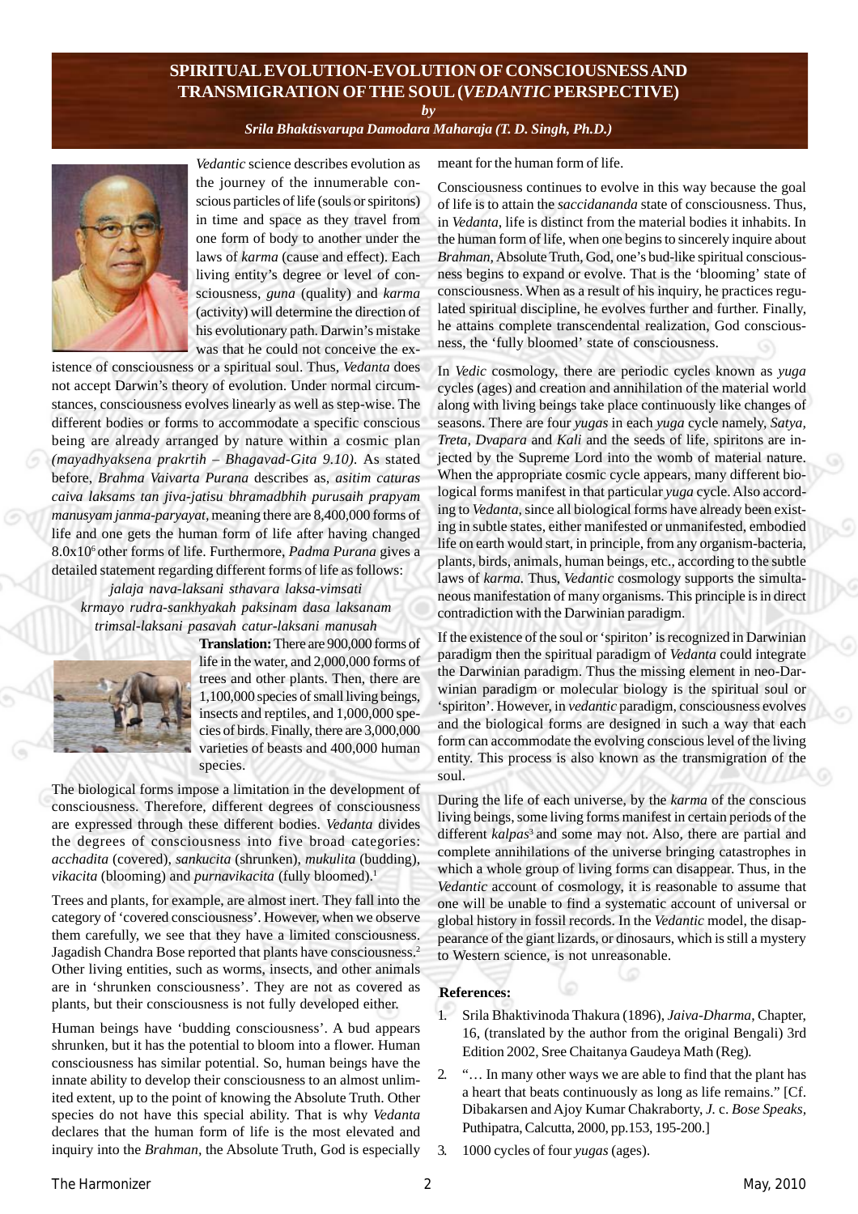# SPIRITUAL EVOLUTION-EVOLUTION OF CONSCIOUSNESS AND TRANSMIGRATION OF THE SOUL (*VEDANTIC* PERSPECTIVE)

*by*

*Srila Bhaktisvarupa Damodara Maharaja (T. D. Singh, Ph.D.)*

*Vedantic* science describes evolution as the journey of the innumerable conscious particles of life (souls or spiritons) in time and space as they travel from one form of body to another under the laws of *karma* (cause and effect). Each living entity's degree or level of consciousness, *guna* (quality) and *karma* (activity) will determine the direction of his evolutionary path. Darwin's mistake was that he could not conceive the existence of consciousness or a spiritual soul. Thus, *Vedanta* does not accept Darwin's theory of evolution. Under normal circumstances, consciousness evolves linearly as well as step-wise. The different bodies or forms to accommodate a specific conscious being are already arranged by nature within a cosmic plan *(mayadhyaksena prakrtih – Bhagavad-Gita 9.10)*. As stated before, *Brahma Vaivarta Purana* describes as, *asitim caturas caiva laksams tan jiva-jatisu bhramadbhih purusaih prapyam manusyam janma-paryayat*, meaning there are 8,400,000 forms of life and one gets the human form of life after having changed $8.0 \times 10^6$ other forms of life. Furthermore, *Padma Purana* gives a detailed statement regarding different forms of life as follows:

*jalaja nava-laksani sthavara laksa-vimsati*
*krmayo rudra-sankhyakah paksinam dasa laksanam*
*trimsal-laksani pasavah catur-laksani manusah*

**Translation:** There are 900,000 forms of life in the water, and 2,000,000 forms of trees and other plants. Then, there are 1,100,000 species of small living beings, insects and reptiles, and 1,000,000 species of birds. Finally, there are 3,000,000 varieties of beasts and 400,000 human species.

The biological forms impose a limitation in the development of consciousness. Therefore, different degrees of consciousness are expressed through these different bodies. *Vedanta* divides the degrees of consciousness into five broad categories: *acchadita* (covered), *sankucita* (shrunken), *mukulita* (budding), *vikacita* (blooming) and *purnavikacita* (fully bloomed).[1]

Trees and plants, for example, are almost inert. They fall into the category of 'covered consciousness'. However, when we observe them carefully, we see that they have a limited consciousness. Jagadish Chandra Bose reported that plants have consciousness.[2] Other living entities, such as worms, insects, and other animals are in 'shrunken consciousness'. They are not as covered as plants, but their consciousness is not fully developed either.

Human beings have 'budding consciousness'. A bud appears shrunken, but it has the potential to bloom into a flower. Human consciousness has similar potential. So, human beings have the innate ability to develop their consciousness to an almost unlimited extent, up to the point of knowing the Absolute Truth. Other species do not have this special ability. That is why *Vedanta* declares that the human form of life is the most elevated and inquiry into the *Brahman*, the Absolute Truth, God is especially meant for the human form of life.

Consciousness continues to evolve in this way because the goal of life is to attain the *saccidananda* state of consciousness. Thus, in *Vedanta*, life is distinct from the material bodies it inhabits. In the human form of life, when one begins to sincerely inquire about *Brahman*, Absolute Truth, God, one's bud-like spiritual consciousness begins to expand or evolve. That is the 'blooming' state of consciousness. When as a result of his inquiry, he practices regulated spiritual discipline, he evolves further and further. Finally, he attains complete transcendental realization, God consciousness, the 'fully bloomed' state of consciousness.

In *Vedic* cosmology, there are periodic cycles known as *yuga* cycles (ages) and creation and annihilation of the material world along with living beings take place continuously like changes of seasons. There are four *yugas* in each *yuga* cycle namely, *Satya, Treta, Dvapara* and *Kali* and the seeds of life, spiritons are injected by the Supreme Lord into the womb of material nature. When the appropriate cosmic cycle appears, many different biological forms manifest in that particular *yuga* cycle. Also according to *Vedanta*, since all biological forms have already been existing in subtle states, either manifested or unmanifested, embodied life on earth would start, in principle, from any organism-bacteria, plants, birds, animals, human beings, etc., according to the subtle laws of *karma*. Thus, *Vedantic* cosmology supports the simultaneous manifestation of many organisms. This principle is in direct contradiction with the Darwinian paradigm.

If the existence of the soul or 'spiriton' is recognized in Darwinian paradigm then the spiritual paradigm of *Vedanta* could integrate the Darwinian paradigm. Thus the missing element in neo-Darwinian paradigm or molecular biology is the spiritual soul or 'spiriton'. However, in *vedantic* paradigm, consciousness evolves and the biological forms are designed in such a way that each form can accommodate the evolving conscious level of the living entity. This process is also known as the transmigration of the soul.

During the life of each universe, by the *karma* of the conscious living beings, some living forms manifest in certain periods of the different *kalpas*[3] and some may not. Also, there are partial and complete annihilations of the universe bringing catastrophes in which a whole group of living forms can disappear. Thus, in the *Vedantic* account of cosmology, it is reasonable to assume that one will be unable to find a systematic account of universal or global history in fossil records. In the *Vedantic* model, the disappearance of the giant lizards, or dinosaurs, which is still a mystery to Western science, is not unreasonable.

**References:**

1. Srila Bhaktivinoda Thakura (1896), *Jaiva-Dharma*, Chapter, 16, (translated by the author from the original Bengali) 3rd Edition 2002, Sree Chaitanya Gaudeya Math (Reg).
2. "… In many other ways we are able to find that the plant has a heart that beats continuously as long as life remains." [Cf. Dibakarsen and Ajoy Kumar Chakraborty, *J.* c. *Bose Speaks*, Puthipatra, Calcutta, 2000, pp.153, 195-200.]
3. 1000 cycles of four *yugas* (ages).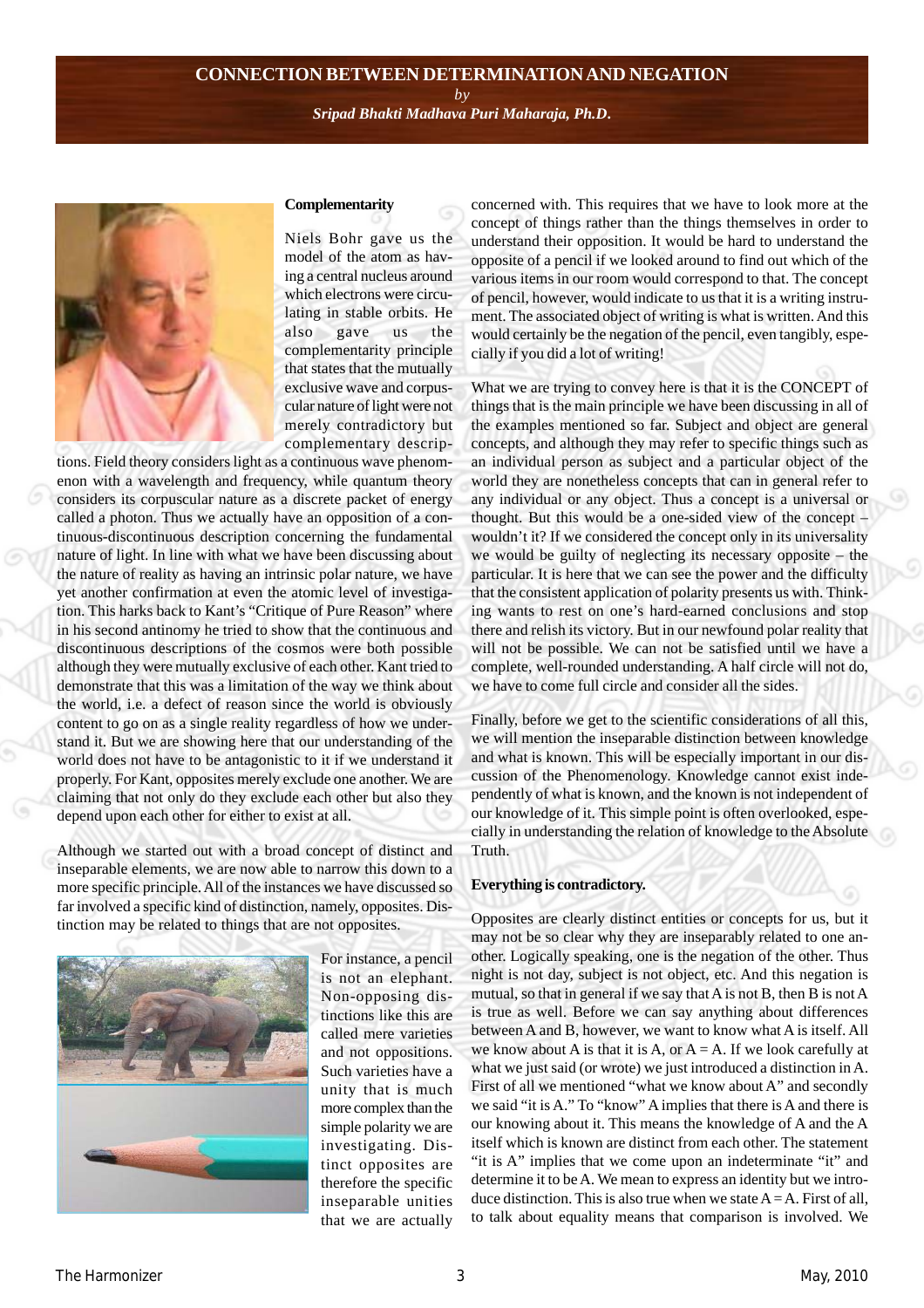# CONNECTION BETWEEN DETERMINATION AND NEGATION

*by*

*Sripad Bhakti Madhava Puri Maharaja, Ph.D.*

**Complementarity**

Niels Bohr gave us the model of the atom as having a central nucleus around which electrons were circulating in stable orbits. He also gave us the complementarity principle that states that the mutually exclusive wave and corpuscular nature of light were not merely contradictory but complementary descriptions. Field theory considers light as a continuous wave phenomenon with a wavelength and frequency, while quantum theory considers its corpuscular nature as a discrete packet of energy called a photon. Thus we actually have an opposition of a continuous-discontinuous description concerning the fundamental nature of light. In line with what we have been discussing about the nature of reality as having an intrinsic polar nature, we have yet another confirmation at even the atomic level of investigation. This harks back to Kant's "Critique of Pure Reason" where in his second antinomy he tried to show that the continuous and discontinuous descriptions of the cosmos were both possible although they were mutually exclusive of each other. Kant tried to demonstrate that this was a limitation of the way we think about the world, i.e. a defect of reason since the world is obviously content to go on as a single reality regardless of how we understand it. But we are showing here that our understanding of the world does not have to be antagonistic to it if we understand it properly. For Kant, opposites merely exclude one another. We are claiming that not only do they exclude each other but also they depend upon each other for either to exist at all.

Although we started out with a broad concept of distinct and inseparable elements, we are now able to narrow this down to a more specific principle. All of the instances we have discussed so far involved a specific kind of distinction, namely, opposites. Distinction may be related to things that are not opposites.

For instance, a pencil is not an elephant. Non-opposing distinctions like this are called mere varieties and not oppositions. Such varieties have a unity that is much more complex than the simple polarity we are investigating. Distinct opposites are therefore the specific inseparable unities that we are actually concerned with. This requires that we have to look more at the concept of things rather than the things themselves in order to understand their opposition. It would be hard to understand the opposite of a pencil if we looked around to find out which of the various items in our room would correspond to that. The concept of pencil, however, would indicate to us that it is a writing instrument. The associated object of writing is what is written. And this would certainly be the negation of the pencil, even tangibly, especially if you did a lot of writing!

What we are trying to convey here is that it is the CONCEPT of things that is the main principle we have been discussing in all of the examples mentioned so far. Subject and object are general concepts, and although they may refer to specific things such as an individual person as subject and a particular object of the world they are nonetheless concepts that can in general refer to any individual or any object. Thus a concept is a universal or thought. But this would be a one-sided view of the concept – wouldn't it? If we considered the concept only in its universality we would be guilty of neglecting its necessary opposite – the particular. It is here that we can see the power and the difficulty that the consistent application of polarity presents us with. Thinking wants to rest on one's hard-earned conclusions and stop there and relish its victory. But in our newfound polar reality that will not be possible. We can not be satisfied until we have a complete, well-rounded understanding. A half circle will not do, we have to come full circle and consider all the sides.

Finally, before we get to the scientific considerations of all this, we will mention the inseparable distinction between knowledge and what is known. This will be especially important in our discussion of the Phenomenology. Knowledge cannot exist independently of what is known, and the known is not independent of our knowledge of it. This simple point is often overlooked, especially in understanding the relation of knowledge to the Absolute Truth.

**Everything is contradictory.**

Opposites are clearly distinct entities or concepts for us, but it may not be so clear why they are inseparably related to one another. Logically speaking, one is the negation of the other. Thus night is not day, subject is not object, etc. And this negation is mutual, so that in general if we say that A is not B, then B is not A is true as well. Before we can say anything about differences between A and B, however, we want to know what A is itself. All we know about A is that it is A, or A = A. If we look carefully at what we just said (or wrote) we just introduced a distinction in A. First of all we mentioned "what we know about A" and secondly we said "it is A." To "know" A implies that there is A and there is our knowing about it. This means the knowledge of A and the A itself which is known are distinct from each other. The statement "it is A" implies that we come upon an indeterminate "it" and determine it to be A. We mean to express an identity but we introduce distinction. This is also true when we state A = A. First of all, to talk about equality means that comparison is involved. We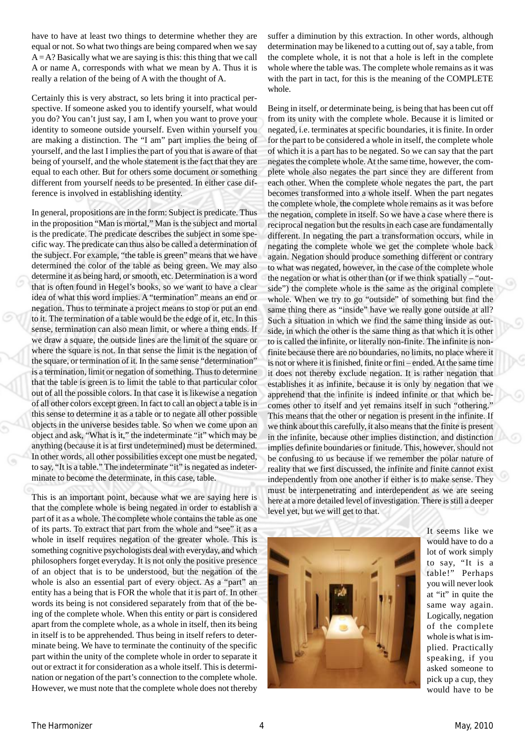have to have at least two things to determine whether they are equal or not. So what two things are being compared when we say A = A? Basically what we are saying is this: this thing that we call A or name A, corresponds with what we mean by A. Thus it is really a relation of the being of A with the thought of A.

Certainly this is very abstract, so lets bring it into practical perspective. If someone asked you to identify yourself, what would you do? You can't just say, I am I, when you want to prove your identity to someone outside yourself. Even within yourself you are making a distinction. The "I am" part implies the being of yourself, and the last I implies the part of you that is aware of that being of yourself, and the whole statement is the fact that they are equal to each other. But for others some document or something different from yourself needs to be presented. In either case difference is involved in establishing identity.

In general, propositions are in the form: Subject is predicate. Thus in the proposition "Man is mortal," Man is the subject and mortal is the predicate. The predicate describes the subject in some specific way. The predicate can thus also be called a determination of the subject. For example, "the table is green" means that we have determined the color of the table as being green. We may also determine it as being hard, or smooth, etc. Determination is a word that is often found in Hegel's books, so we want to have a clear idea of what this word implies. A "termination" means an end or negation. Thus to terminate a project means to stop or put an end to it. The termination of a table would be the edge of it, etc. In this sense, termination can also mean limit, or where a thing ends. If we draw a square, the outside lines are the limit of the square or where the square is not. In that sense the limit is the negation of the square, or termination of it. In the same sense "determination" is a termination, limit or negation of something. Thus to determine that the table is green is to limit the table to that particular color out of all the possible colors. In that case it is likewise a negation of all other colors except green. In fact to call an object a table is in this sense to determine it as a table or to negate all other possible objects in the universe besides table. So when we come upon an object and ask, "What is it," the indeterminate "it" which may be anything (because it is at first undetermined) must be determined. In other words, all other possibilities except one must be negated, to say, "It is a table." The indeterminate "it" is negated as indeterminate to become the determinate, in this case, table.

This is an important point, because what we are saying here is that the complete whole is being negated in order to establish a part of it as a whole. The complete whole contains the table as one of its parts. To extract that part from the whole and "see" it as a whole in itself requires negation of the greater whole. This is something cognitive psychologists deal with everyday, and which philosophers forget everyday. It is not only the positive presence of an object that is to be understood, but the negation of the whole is also an essential part of every object. As a "part" an entity has a being that is FOR the whole that it is part of. In other words its being is not considered separately from that of the being of the complete whole. When this entity or part is considered apart from the complete whole, as a whole in itself, then its being in itself is to be apprehended. Thus being in itself refers to determinate being. We have to terminate the continuity of the specific part within the unity of the complete whole in order to separate it out or extract it for consideration as a whole itself. This is determination or negation of the part's connection to the complete whole. However, we must note that the complete whole does not thereby suffer a diminution by this extraction. In other words, although determination may be likened to a cutting out of, say a table, from the complete whole, it is not that a hole is left in the complete whole where the table was. The complete whole remains as it was with the part in tact, for this is the meaning of the COMPLETE whole.

Being in itself, or determinate being, is being that has been cut off from its unity with the complete whole. Because it is limited or negated, i.e. terminates at specific boundaries, it is finite. In order for the part to be considered a whole in itself, the complete whole of which it is a part has to be negated. So we can say that the part negates the complete whole. At the same time, however, the complete whole also negates the part since they are different from each other. When the complete whole negates the part, the part becomes transformed into a whole itself. When the part negates the complete whole, the complete whole remains as it was before the negation, complete in itself. So we have a case where there is reciprocal negation but the results in each case are fundamentally different. In negating the part a transformation occurs, while in negating the complete whole we get the complete whole back again. Negation should produce something different or contrary to what was negated, however, in the case of the complete whole the negation or what is other than (or if we think spatially – "outside") the complete whole is the same as the original complete whole. When we try to go "outside" of something but find the same thing there as "inside" have we really gone outside at all? Such a situation in which we find the same thing inside as outside, in which the other is the same thing as that which it is other to is called the infinite, or literally non-finite. The infinite is non-finite because there are no boundaries, no limits, no place where it is not or where it is finished, finite or fini – ended. At the same time it does not thereby exclude negation. It is rather negation that establishes it as infinite, because it is only by negation that we apprehend that the infinite is indeed infinite or that which becomes other to itself and yet remains itself in such "othering." This means that the other or negation is present in the infinite. If we think about this carefully, it also means that the finite is present in the infinite, because other implies distinction, and distinction implies definite boundaries or finitude. This, however, should not be confusing to us because if we remember the polar nature of reality that we first discussed, the infinite and finite cannot exist independently from one another if either is to make sense. They must be interpenetrating and interdependent as we are seeing here at a more detailed level of investigation. There is still a deeper level yet, but we will get to that.

It seems like we would have to do a lot of work simply to say, "It is a table!" Perhaps you will never look at "it" in quite the same way again. Logically, negation of the complete whole is what is implied. Practically speaking, if you asked someone to pick up a cup, they would have to be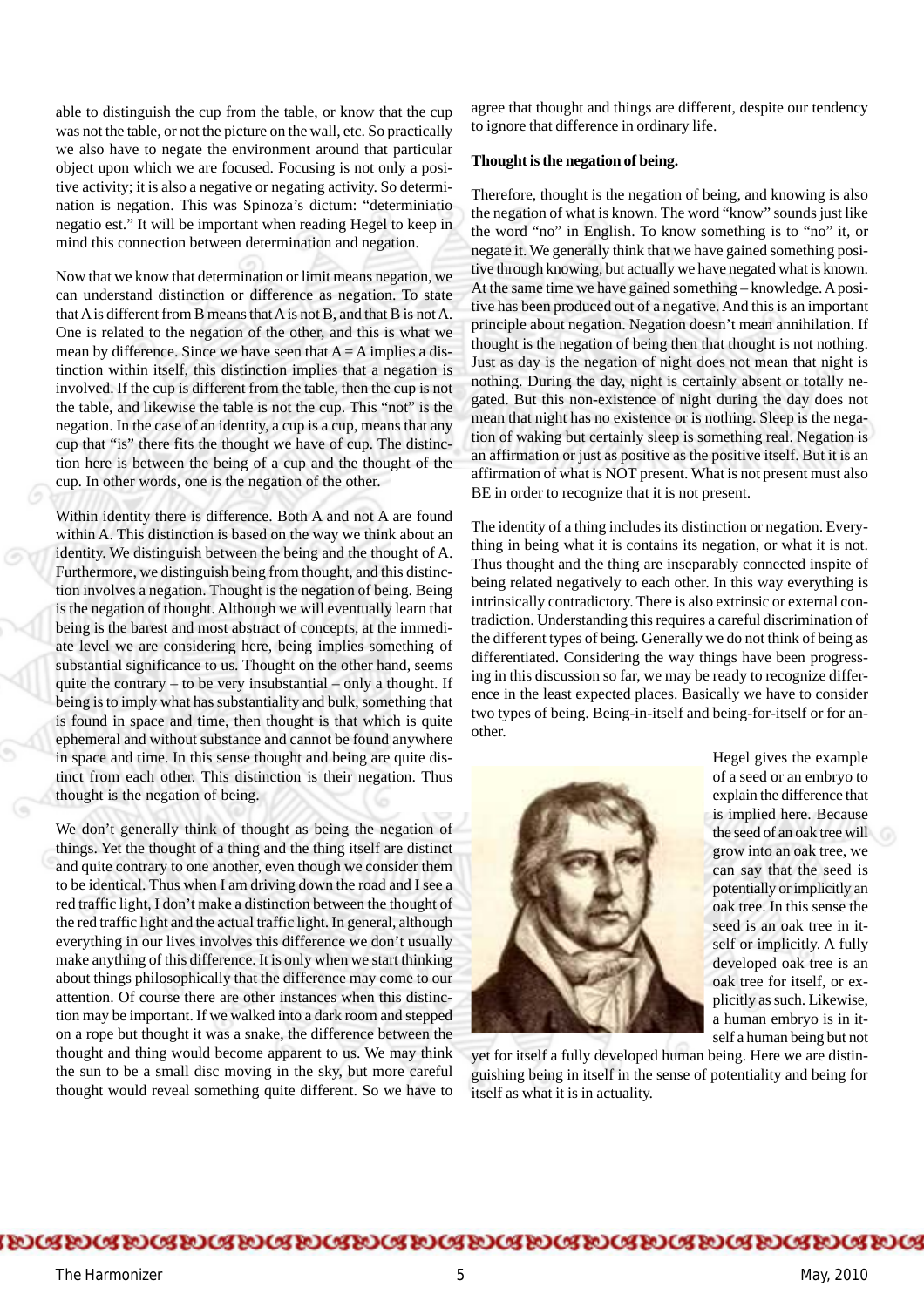able to distinguish the cup from the table, or know that the cup was not the table, or not the picture on the wall, etc. So practically we also have to negate the environment around that particular object upon which we are focused. Focusing is not only a positive activity; it is also a negative or negating activity. So determination is negation. This was Spinoza's dictum: "determiniatio negatio est." It will be important when reading Hegel to keep in mind this connection between determination and negation.

Now that we know that determination or limit means negation, we can understand distinction or difference as negation. To state that A is different from B means that A is not B, and that B is not A. One is related to the negation of the other, and this is what we mean by difference. Since we have seen that A = A implies a distinction within itself, this distinction implies that a negation is involved. If the cup is different from the table, then the cup is not the table, and likewise the table is not the cup. This "not" is the negation. In the case of an identity, a cup is a cup, means that any cup that "is" there fits the thought we have of cup. The distinction here is between the being of a cup and the thought of the cup. In other words, one is the negation of the other.

Within identity there is difference. Both A and not A are found within A. This distinction is based on the way we think about an identity. We distinguish between the being and the thought of A. Furthermore, we distinguish being from thought, and this distinction involves a negation. Thought is the negation of being. Being is the negation of thought. Although we will eventually learn that being is the barest and most abstract of concepts, at the immediate level we are considering here, being implies something of substantial significance to us. Thought on the other hand, seems quite the contrary – to be very insubstantial – only a thought. If being is to imply what has substantiality and bulk, something that is found in space and time, then thought is that which is quite ephemeral and without substance and cannot be found anywhere in space and time. In this sense thought and being are quite distinct from each other. This distinction is their negation. Thus thought is the negation of being.

We don't generally think of thought as being the negation of things. Yet the thought of a thing and the thing itself are distinct and quite contrary to one another, even though we consider them to be identical. Thus when I am driving down the road and I see a red traffic light, I don't make a distinction between the thought of the red traffic light and the actual traffic light. In general, although everything in our lives involves this difference we don't usually make anything of this difference. It is only when we start thinking about things philosophically that the difference may come to our attention. Of course there are other instances when this distinction may be important. If we walked into a dark room and stepped on a rope but thought it was a snake, the difference between the thought and thing would become apparent to us. We may think the sun to be a small disc moving in the sky, but more careful thought would reveal something quite different. So we have to agree that thought and things are different, despite our tendency to ignore that difference in ordinary life.

**Thought is the negation of being.**

Therefore, thought is the negation of being, and knowing is also the negation of what is known. The word "know" sounds just like the word "no" in English. To know something is to "no" it, or negate it. We generally think that we have gained something positive through knowing, but actually we have negated what is known. At the same time we have gained something – knowledge. A positive has been produced out of a negative. And this is an important principle about negation. Negation doesn't mean annihilation. If thought is the negation of being then that thought is not nothing. Just as day is the negation of night does not mean that night is nothing. During the day, night is certainly absent or totally negated. But this non-existence of night during the day does not mean that night has no existence or is nothing. Sleep is the negation of waking but certainly sleep is something real. Negation is an affirmation or just as positive as the positive itself. But it is an affirmation of what is NOT present. What is not present must also BE in order to recognize that it is not present.

The identity of a thing includes its distinction or negation. Everything in being what it is contains its negation, or what it is not. Thus thought and the thing are inseparably connected inspite of being related negatively to each other. In this way everything is intrinsically contradictory. There is also extrinsic or external contradiction. Understanding this requires a careful discrimination of the different types of being. Generally we do not think of being as differentiated. Considering the way things have been progressing in this discussion so far, we may be ready to recognize difference in the least expected places. Basically we have to consider two types of being. Being-in-itself and being-for-itself or for another.

Hegel gives the example of a seed or an embryo to explain the difference that is implied here. Because the seed of an oak tree will grow into an oak tree, we can say that the seed is potentially or implicitly an oak tree. In this sense the seed is an oak tree in itself or implicitly. A fully developed oak tree is an oak tree for itself, or explicitly as such. Likewise, a human embryo is in itself a human being but not yet for itself a fully developed human being. Here we are distinguishing being in itself in the sense of potentiality and being for itself as what it is in actuality.